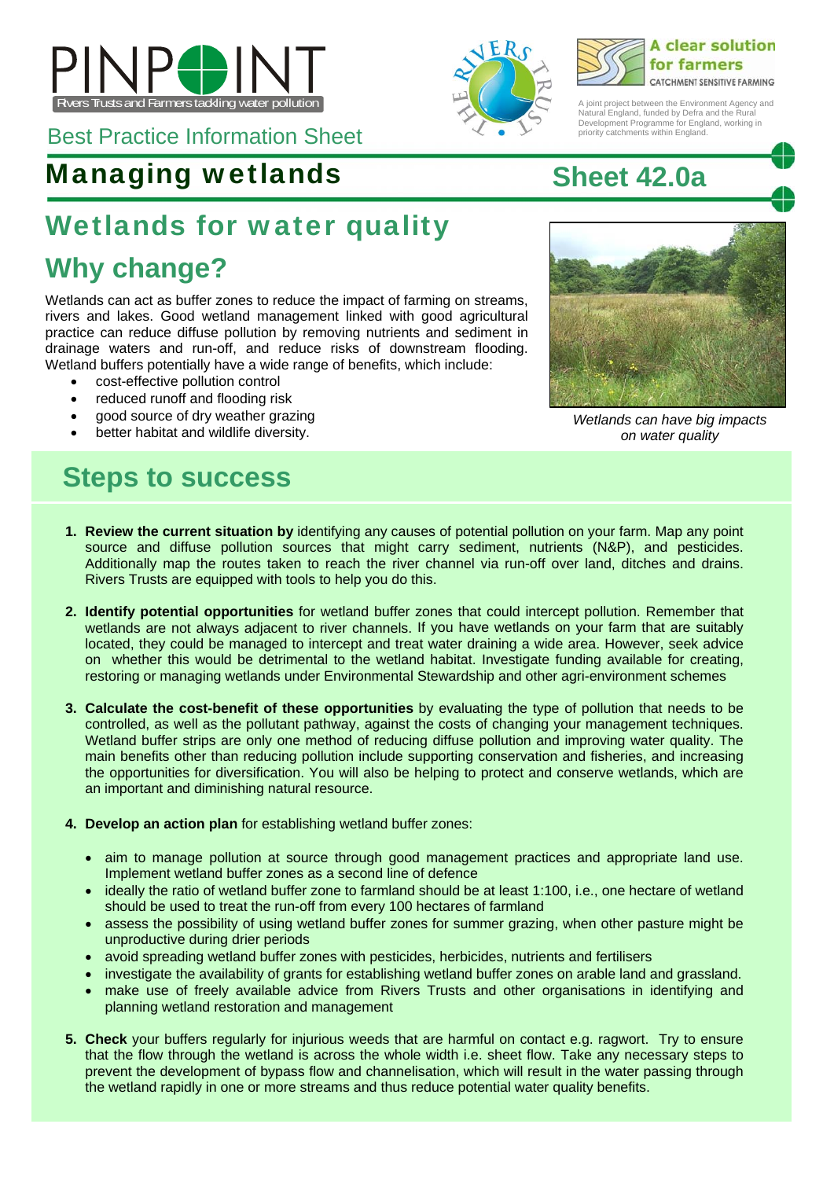PINPOINT

Rivers Trusts and Farmers tackling water pollution

Best Practice Information Sheet

A clear solution for farmers

CATCHMENT SENSITIVE FARMING

A joint project between the Environment Agency and Natural England, funded by Defra and the Rural Development Programme for England, working in priority catchments within England.

# Managing wetlands

# Sheet 42.0a

## Wetlands for water quality

## Why change?

Wetlands can act as buffer zones to reduce the impact of farming on streams, rivers and lakes. Good wetland management linked with good agricultural practice can reduce diffuse pollution by removing nutrients and sediment in drainage waters and run-off, and reduce risks of downstream flooding. Wetland buffers potentially have a wide range of benefits, which include:

- cost-effective pollution control
- reduced runoff and flooding risk
- good source of dry weather grazing
- better habitat and wildlife diversity.

*Wetlands can have big impacts on water quality*

## Steps to success

1. **Review the current situation by** identifying any causes of potential pollution on your farm. Map any point source and diffuse pollution sources that might carry sediment, nutrients (N&P), and pesticides. Additionally map the routes taken to reach the river channel via run-off over land, ditches and drains. Rivers Trusts are equipped with tools to help you do this.

2. **Identify potential opportunities** for wetland buffer zones that could intercept pollution. Remember that wetlands are not always adjacent to river channels. If you have wetlands on your farm that are suitably located, they could be managed to intercept and treat water draining a wide area. However, seek advice on whether this would be detrimental to the wetland habitat. Investigate funding available for creating, restoring or managing wetlands under Environmental Stewardship and other agri-environment schemes

3. **Calculate the cost-benefit of these opportunities** by evaluating the type of pollution that needs to be controlled, as well as the pollutant pathway, against the costs of changing your management techniques. Wetland buffer strips are only one method of reducing diffuse pollution and improving water quality. The main benefits other than reducing pollution include supporting conservation and fisheries, and increasing the opportunities for diversification. You will also be helping to protect and conserve wetlands, which are an important and diminishing natural resource.

4. **Develop an action plan** for establishing wetland buffer zones:

   - aim to manage pollution at source through good management practices and appropriate land use. Implement wetland buffer zones as a second line of defence
   - ideally the ratio of wetland buffer zone to farmland should be at least 1:100, i.e., one hectare of wetland should be used to treat the run-off from every 100 hectares of farmland
   - assess the possibility of using wetland buffer zones for summer grazing, when other pasture might be unproductive during drier periods
   - avoid spreading wetland buffer zones with pesticides, herbicides, nutrients and fertilisers
   - investigate the availability of grants for establishing wetland buffer zones on arable land and grassland.
   - make use of freely available advice from Rivers Trusts and other organisations in identifying and planning wetland restoration and management

5. **Check** your buffers regularly for injurious weeds that are harmful on contact e.g. ragwort. Try to ensure that the flow through the wetland is across the whole width i.e. sheet flow. Take any necessary steps to prevent the development of bypass flow and channelisation, which will result in the water passing through the wetland rapidly in one or more streams and thus reduce potential water quality benefits.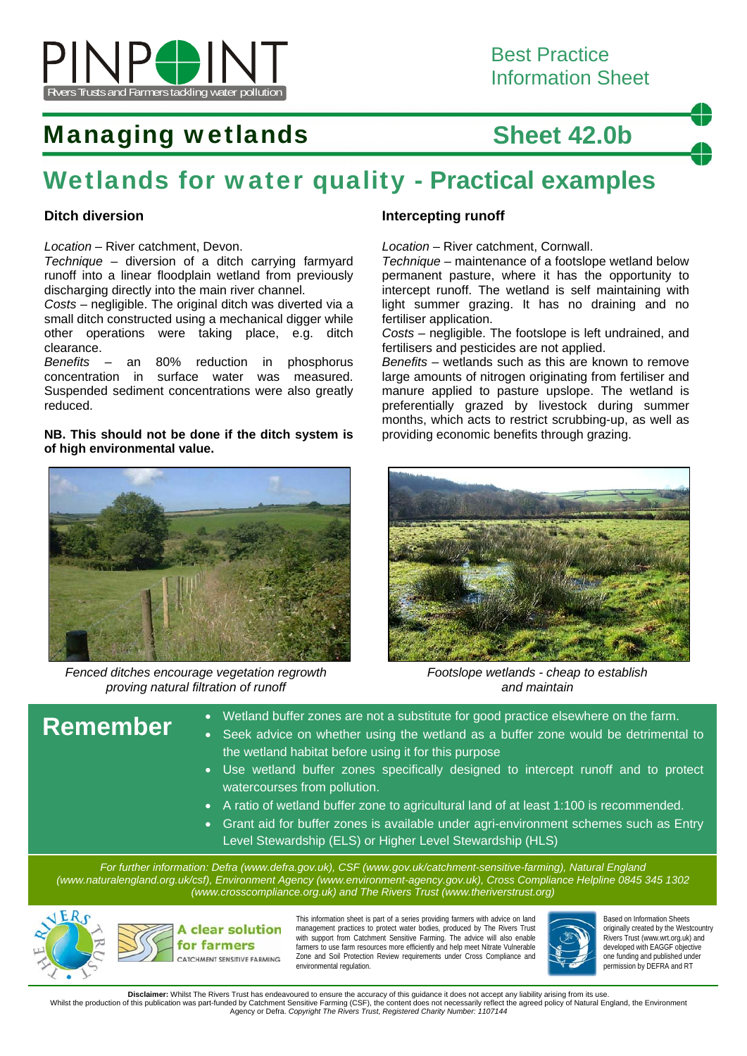PINPOINT

Rivers Trusts and Farmers tackling water pollution

Best Practice Information Sheet

# Managing wetlands

## Sheet 42.0b

# Wetlands for water quality - Practical examples

### Ditch diversion

*Location* – River catchment, Devon.
*Technique* – diversion of a ditch carrying farmyard runoff into a linear floodplain wetland from previously discharging directly into the main river channel.
*Costs* – negligible. The original ditch was diverted via a small ditch constructed using a mechanical digger while other operations were taking place, e.g. ditch clearance.
*Benefits* – an 80% reduction in phosphorus concentration in surface water was measured. Suspended sediment concentrations were also greatly reduced.

**NB. This should not be done if the ditch system is of high environmental value.**

*Fenced ditches encourage vegetation regrowth proving natural filtration of runoff*

### Intercepting runoff

*Location* – River catchment, Cornwall.
*Technique* – maintenance of a footslope wetland below permanent pasture, where it has the opportunity to intercept runoff. The wetland is self maintaining with light summer grazing. It has no draining and no fertiliser application.
*Costs* – negligible. The footslope is left undrained, and fertilisers and pesticides are not applied.
*Benefits* – wetlands such as this are known to remove large amounts of nitrogen originating from fertiliser and manure applied to pasture upslope. The wetland is preferentially grazed by livestock during summer months, which acts to restrict scrubbing-up, as well as providing economic benefits through grazing.

*Footslope wetlands - cheap to establish and maintain*

## Remember

- Wetland buffer zones are not a substitute for good practice elsewhere on the farm.
- Seek advice on whether using the wetland as a buffer zone would be detrimental to the wetland habitat before using it for this purpose
- Use wetland buffer zones specifically designed to intercept runoff and to protect watercourses from pollution.
- A ratio of wetland buffer zone to agricultural land of at least 1:100 is recommended.
- Grant aid for buffer zones is available under agri-environment schemes such as Entry Level Stewardship (ELS) or Higher Level Stewardship (HLS)

*For further information: Defra (www.defra.gov.uk), CSF (www.gov.uk/catchment-sensitive-farming), Natural England (www.naturalengland.org.uk/csf), Environment Agency (www.environment-agency.gov.uk), Cross Compliance Helpline 0845 345 1302 (www.crosscompliance.org.uk) and The Rivers Trust (www.theriverstrust.org)*

A clear solution for farmers
CATCHMENT SENSITIVE FARMING

This information sheet is part of a series providing farmers with advice on land management practices to protect water bodies, produced by The Rivers Trust with support from Catchment Sensitive Farming. The advice will also enable farmers to use farm resources more efficiently and help meet Nitrate Vulnerable Zone and Soil Protection Review requirements under Cross Compliance and environmental regulation.

Based on Information Sheets originally created by the Westcountry Rivers Trust (www.wrt.org.uk) and developed with EAGGF objective one funding and published under permission by DEFRA and RT

**Disclaimer:** Whilst The Rivers Trust has endeavoured to ensure the accuracy of this guidance it does not accept any liability arising from its use.
Whilst the production of this publication was part-funded by Catchment Sensitive Farming (CSF), the content does not necessarily reflect the agreed policy of Natural England, the Environment Agency or Defra. *Copyright The Rivers Trust, Registered Charity Number: 1107144*